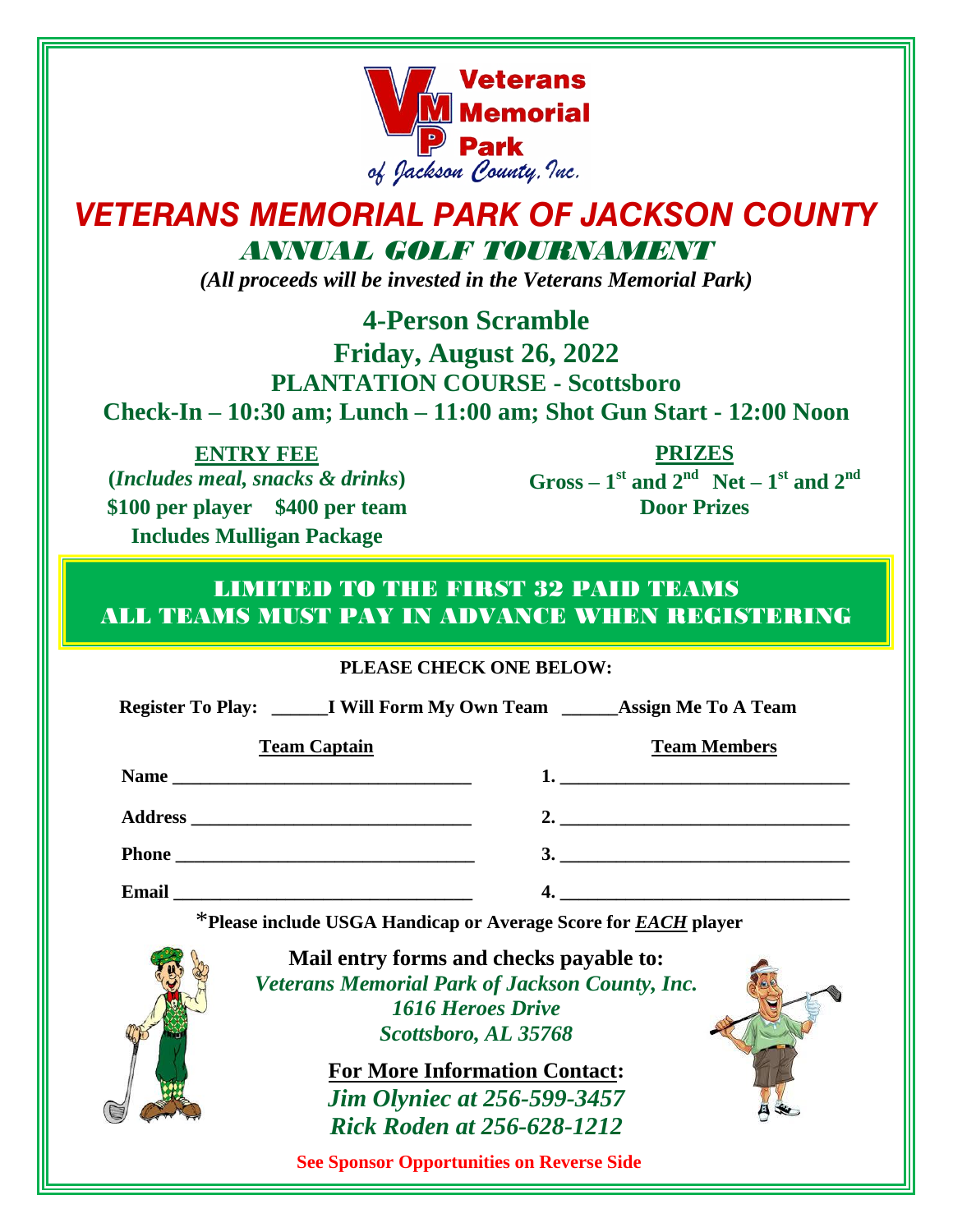Veterans Memorial Park of Jackson County, Inc.

# VETERANS MEMORIAL PARK OF JACKSON COUNTY

## ANNUAL GOLF TOURNAMENT

*(All proceeds will be invested in the Veterans Memorial Park)*

## 4-Person Scramble

## Friday, August 26, 2022

### PLANTATION COURSE - Scottsboro

### Check-In – 10:30 am; Lunch – 11:00 am; Shot Gun Start - 12:00 Noon

**ENTRY FEE**

**(*Includes meal, snacks & drinks*)**

**\$100 per player    \$400 per team**

**Includes Mulligan Package**

**PRIZES**

**Gross – 1st and 2nd  Net – 1st and 2nd**

**Door Prizes**

**LIMITED TO THE FIRST 32 PAID TEAMS**

**ALL TEAMS MUST PAY IN ADVANCE WHEN REGISTERING**

**PLEASE CHECK ONE BELOW:**

**Register To Play: ______I Will Form My Own Team ______Assign Me To A Team**

| Team Captain | Team Members |
|---|---|
| Name ________________________________ | 1. ______________________________ |
| Address ______________________________ | 2. ______________________________ |
| Phone ________________________________ | 3. ______________________________ |
| Email ________________________________ | 4. ______________________________ |

*Please include USGA Handicap or Average Score for ***EACH*** player

**Mail entry forms and checks payable to:**

***Veterans Memorial Park of Jackson County, Inc.***
***1616 Heroes Drive***
***Scottsboro, AL 35768***

**For More Information Contact:**

***Jim Olyniec at 256-599-3457***
***Rick Roden at 256-628-1212***

**See Sponsor Opportunities on Reverse Side**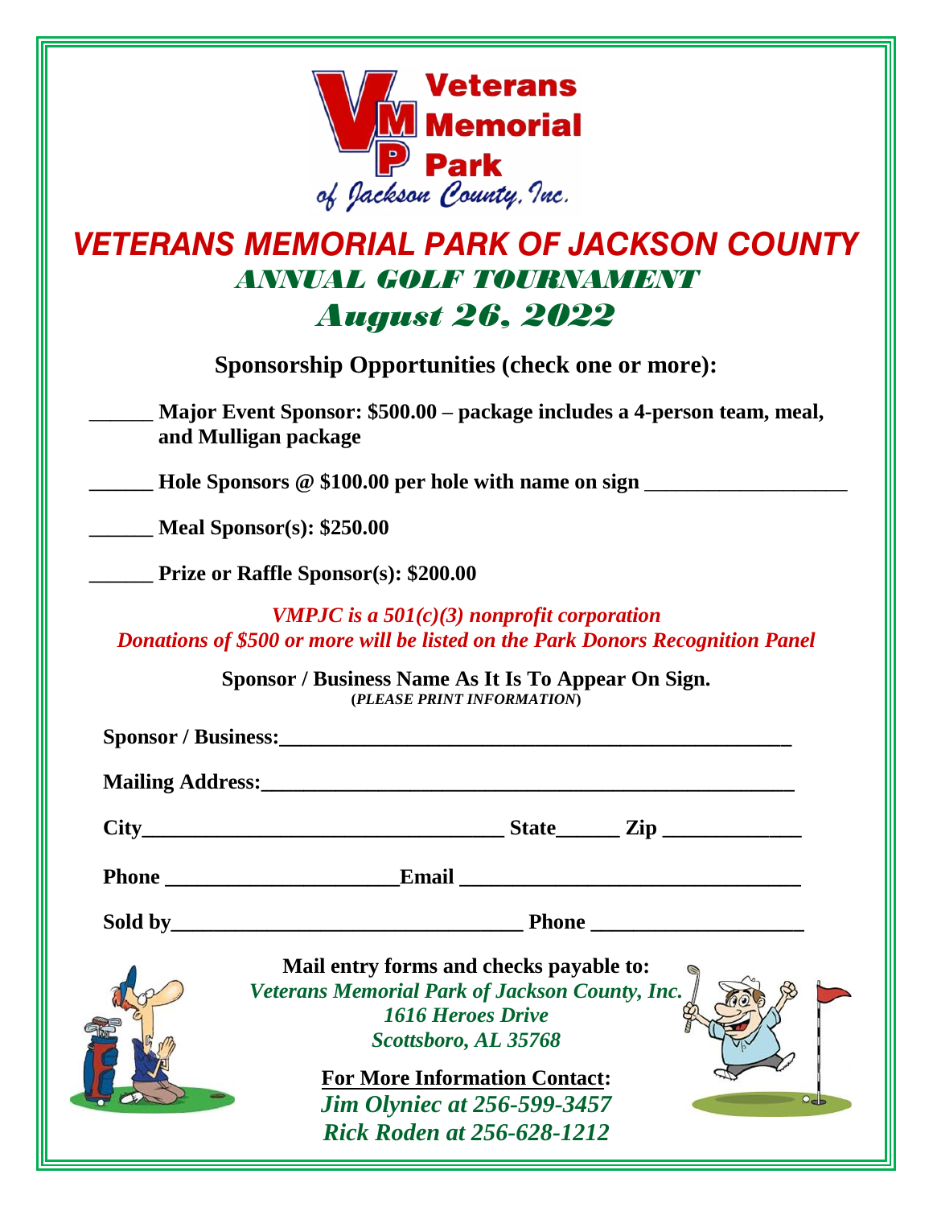**Veterans Memorial Park** *of Jackson County, Inc.*

# VETERANS MEMORIAL PARK OF JACKSON COUNTY

## *ANNUAL GOLF TOURNAMENT*

## *August 26, 2022*

**Sponsorship Opportunities (check one or more):**

______ **Major Event Sponsor: $500.00 – package includes a 4-person team, meal, and Mulligan package**

______ **Hole Sponsors @ $100.00 per hole with name on sign** ____________________

______ **Meal Sponsor(s): $250.00**

______ **Prize or Raffle Sponsor(s): $200.00**

*VMPJC is a 501(c)(3) nonprofit corporation*
*Donations of $500 or more will be listed on the Park Donors Recognition Panel*

**Sponsor / Business Name As It Is To Appear On Sign.**
**(*PLEASE PRINT INFORMATION*)**

**Sponsor / Business:**___________________________________________________

**Mailing Address:**_____________________________________________________

**City**___________________________________ **State**______ **Zip** _____________

**Phone** _____________________**Email** ________________________________

**Sold by**_________________________________ **Phone** ___________________

**Mail entry forms and checks payable to:**
*Veterans Memorial Park of Jackson County, Inc.*
*1616 Heroes Drive*
*Scottsboro, AL 35768*

**For More Information Contact:**
*Jim Olyniec at 256-599-3457*
*Rick Roden at 256-628-1212*